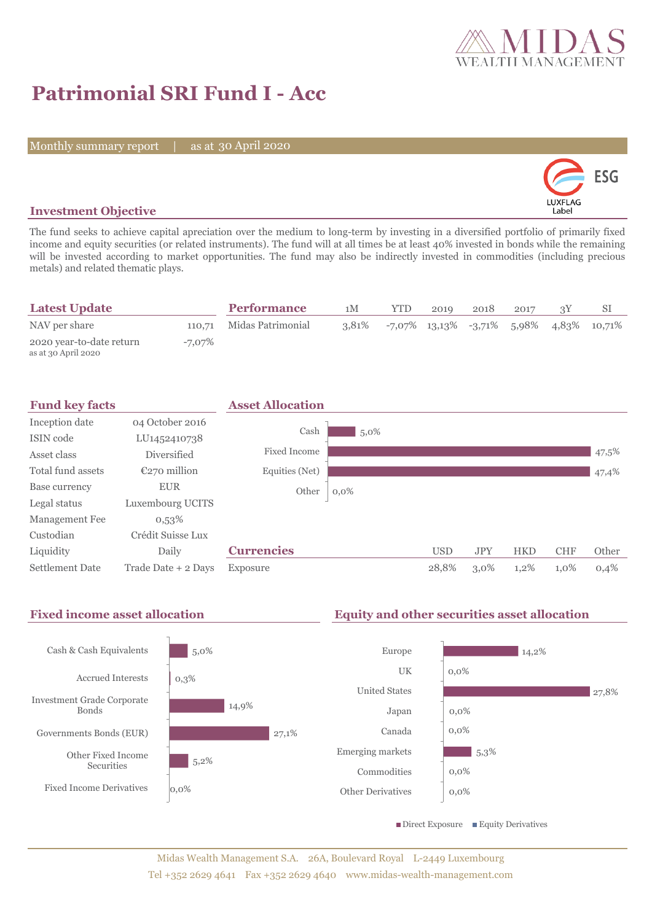MIDAS WEALTH MANAGEMENT

# Patrimonial SRI Fund I - Acc

Monthly summary report | as at 30 April 2020

ESG LUXFLAG Label

## Investment Objective

The fund seeks to achieve capital apreciation over the medium to long-term by investing in a diversified portfolio of primarily fixed income and equity securities (or related instruments). The fund will at all times be at least 40% invested in bonds while the remaining will be invested according to market opportunities. The fund may also be indirectly invested in commodities (including precious metals) and related thematic plays.

## Latest Update

| | |
|---|---|
| NAV per share | 110,71 |
| 2020 year-to-date return (as at 30 April 2020) | -7,07% |

## Performance

| | 1M | YTD | 2019 | 2018 | 2017 | 3Y | SI |
|---|---|---|---|---|---|---|---|
| Midas Patrimonial | 3,81% | -7,07% | 13,13% | -3,71% | 5,98% | 4,83% | 10,71% |

## Fund key facts

| | |
|---|---|
| Inception date | 04 October 2016 |
| ISIN code | LU1452410738 |
| Asset class | Diversified |
| Total fund assets | €270 million |
| Base currency | EUR |
| Legal status | Luxembourg UCITS |
| Management Fee | 0,53% |
| Custodian | Crédit Suisse Lux |
| Liquidity | Daily |
| Settlement Date | Trade Date + 2 Days |

## Asset Allocation

| | |
|---|---|
| Cash | 5,0% |
| Fixed Income | 47,5% |
| Equities (Net) | 47,4% |
| Other | 0,0% |

## Currencies

| | USD | JPY | HKD | CHF | Other |
|---|---|---|---|---|---|
| Exposure | 28,8% | 3,0% | 1,2% | 1,0% | 0,4% |

## Fixed income asset allocation

| | |
|---|---|
| Cash & Cash Equivalents | 5,0% |
| Accrued Interests | 0,3% |
| Investment Grade Corporate Bonds | 14,9% |
| Governments Bonds (EUR) | 27,1% |
| Other Fixed Income Securities | 5,2% |
| Fixed Income Derivatives | 0,0% |

## Equity and other securities asset allocation

| | |
|---|---|
| Europe | 14,2% |
| UK | 0,0% |
| United States | 27,8% |
| Japan | 0,0% |
| Canada | 0,0% |
| Emerging markets | 5,3% |
| Commodities | 0,0% |
| Other Derivatives | 0,0% |

■ Direct Exposure ■ Equity Derivatives

Midas Wealth Management S.A. 26A, Boulevard Royal L-2449 Luxembourg
Tel +352 2629 4641 Fax +352 2629 4640 www.midas-wealth-management.com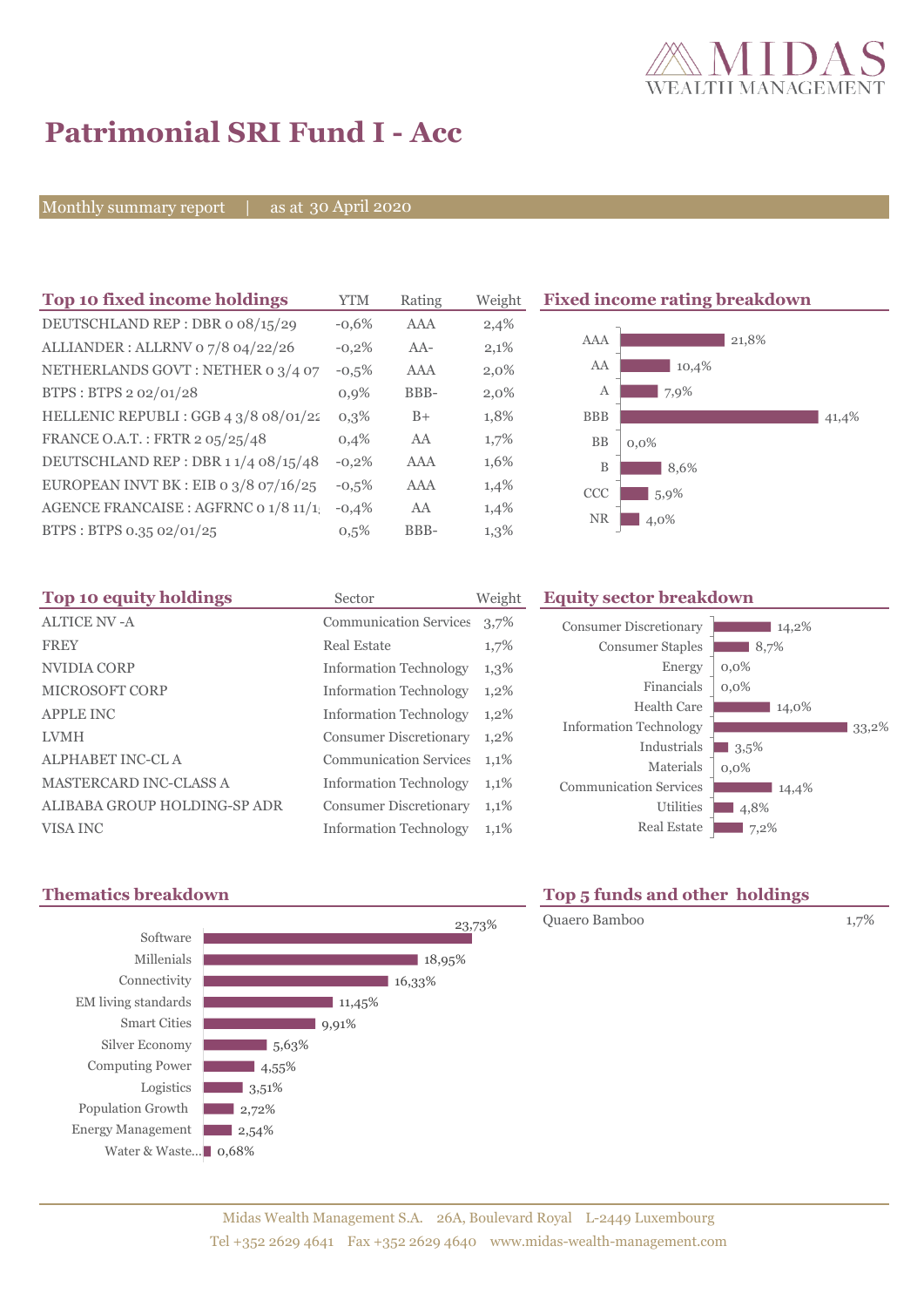# Patrimonial SRI Fund I - Acc

Monthly summary report | as at 30 April 2020

## Top 10 fixed income holdings

| Top 10 fixed income holdings | YTM | Rating | Weight |
|---|---|---|---|
| DEUTSCHLAND REP : DBR 0 08/15/29 | -0,6% | AAA | 2,4% |
| ALLIANDER : ALLRNV 0 7/8 04/22/26 | -0,2% | AA- | 2,1% |
| NETHERLANDS GOVT : NETHER 0 3/4 07 | -0,5% | AAA | 2,0% |
| BTPS : BTPS 2 02/01/28 | 0,9% | BBB- | 2,0% |
| HELLENIC REPUBLI : GGB 4 3/8 08/01/22 | 0,3% | B+ | 1,8% |
| FRANCE O.A.T. : FRTR 2 05/25/48 | 0,4% | AA | 1,7% |
| DEUTSCHLAND REP : DBR 1 1/4 08/15/48 | -0,2% | AAA | 1,6% |
| EUROPEAN INVT BK : EIB 0 3/8 07/16/25 | -0,5% | AAA | 1,4% |
| AGENCE FRANCAISE : AGFRNC 0 1/8 11/1 | -0,4% | AA | 1,4% |
| BTPS : BTPS 0.35 02/01/25 | 0,5% | BBB- | 1,3% |

## Fixed income rating breakdown

| Rating | Weight |
|---|---|
| AAA | 21,8% |
| AA | 10,4% |
| A | 7,9% |
| BBB | 41,4% |
| BB | 0,0% |
| B | 8,6% |
| CCC | 5,9% |
| NR | 4,0% |

## Top 10 equity holdings

| Top 10 equity holdings | Sector | Weight |
|---|---|---|
| ALTICE NV -A | Communication Services | 3,7% |
| FREY | Real Estate | 1,7% |
| NVIDIA CORP | Information Technology | 1,3% |
| MICROSOFT CORP | Information Technology | 1,2% |
| APPLE INC | Information Technology | 1,2% |
| LVMH | Consumer Discretionary | 1,2% |
| ALPHABET INC-CL A | Communication Services | 1,1% |
| MASTERCARD INC-CLASS A | Information Technology | 1,1% |
| ALIBABA GROUP HOLDING-SP ADR | Consumer Discretionary | 1,1% |
| VISA INC | Information Technology | 1,1% |

## Equity sector breakdown

| Sector | Weight |
|---|---|
| Consumer Discretionary | 14,2% |
| Consumer Staples | 8,7% |
| Energy | 0,0% |
| Financials | 0,0% |
| Health Care | 14,0% |
| Information Technology | 33,2% |
| Industrials | 3,5% |
| Materials | 0,0% |
| Communication Services | 14,4% |
| Utilities | 4,8% |
| Real Estate | 7,2% |

## Thematics breakdown

| Theme | Weight |
|---|---|
| Software | 23,73% |
| Millenials | 18,95% |
| Connectivity | 16,33% |
| EM living standards | 11,45% |
| Smart Cities | 9,91% |
| Silver Economy | 5,63% |
| Computing Power | 4,55% |
| Logistics | 3,51% |
| Population Growth | 2,72% |
| Energy Management | 2,54% |
| Water & Waste... | 0,68% |

## Top 5 funds and other holdings

| Holding | Weight |
|---|---|
| Quaero Bamboo | 1,7% |

Midas Wealth Management S.A. 26A, Boulevard Royal L-2449 Luxembourg
Tel +352 2629 4641 Fax +352 2629 4640 www.midas-wealth-management.com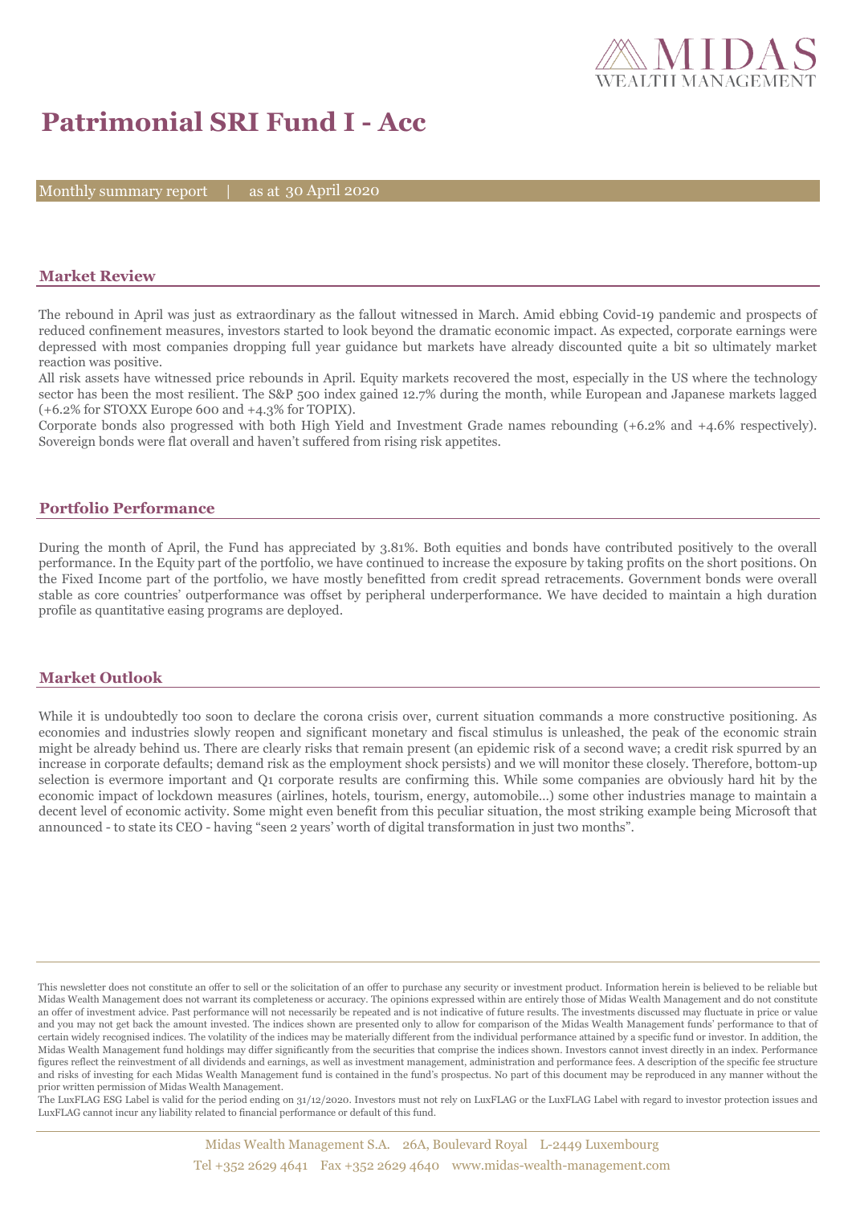# Patrimonial SRI Fund I - Acc

Monthly summary report | as at 30 April 2020

## Market Review

The rebound in April was just as extraordinary as the fallout witnessed in March. Amid ebbing Covid-19 pandemic and prospects of reduced confinement measures, investors started to look beyond the dramatic economic impact. As expected, corporate earnings were depressed with most companies dropping full year guidance but markets have already discounted quite a bit so ultimately market reaction was positive.
All risk assets have witnessed price rebounds in April. Equity markets recovered the most, especially in the US where the technology sector has been the most resilient. The S&P 500 index gained 12.7% during the month, while European and Japanese markets lagged (+6.2% for STOXX Europe 600 and +4.3% for TOPIX).
Corporate bonds also progressed with both High Yield and Investment Grade names rebounding (+6.2% and +4.6% respectively). Sovereign bonds were flat overall and haven't suffered from rising risk appetites.

## Portfolio Performance

During the month of April, the Fund has appreciated by 3.81%. Both equities and bonds have contributed positively to the overall performance. In the Equity part of the portfolio, we have continued to increase the exposure by taking profits on the short positions. On the Fixed Income part of the portfolio, we have mostly benefitted from credit spread retracements. Government bonds were overall stable as core countries' outperformance was offset by peripheral underperformance. We have decided to maintain a high duration profile as quantitative easing programs are deployed.

## Market Outlook

While it is undoubtedly too soon to declare the corona crisis over, current situation commands a more constructive positioning. As economies and industries slowly reopen and significant monetary and fiscal stimulus is unleashed, the peak of the economic strain might be already behind us. There are clearly risks that remain present (an epidemic risk of a second wave; a credit risk spurred by an increase in corporate defaults; demand risk as the employment shock persists) and we will monitor these closely. Therefore, bottom-up selection is evermore important and Q1 corporate results are confirming this. While some companies are obviously hard hit by the economic impact of lockdown measures (airlines, hotels, tourism, energy, automobile…) some other industries manage to maintain a decent level of economic activity. Some might even benefit from this peculiar situation, the most striking example being Microsoft that announced - to state its CEO - having "seen 2 years' worth of digital transformation in just two months".

This newsletter does not constitute an offer to sell or the solicitation of an offer to purchase any security or investment product. Information herein is believed to be reliable but Midas Wealth Management does not warrant its completeness or accuracy. The opinions expressed within are entirely those of Midas Wealth Management and do not constitute an offer of investment advice. Past performance will not necessarily be repeated and is not indicative of future results. The investments discussed may fluctuate in price or value and you may not get back the amount invested. The indices shown are presented only to allow for comparison of the Midas Wealth Management funds' performance to that of certain widely recognised indices. The volatility of the indices may be materially different from the individual performance attained by a specific fund or investor. In addition, the Midas Wealth Management fund holdings may differ significantly from the securities that comprise the indices shown. Investors cannot invest directly in an index. Performance figures reflect the reinvestment of all dividends and earnings, as well as investment management, administration and performance fees. A description of the specific fee structure and risks of investing for each Midas Wealth Management fund is contained in the fund's prospectus. No part of this document may be reproduced in any manner without the prior written permission of Midas Wealth Management.
The LuxFLAG ESG Label is valid for the period ending on 31/12/2020. Investors must not rely on LuxFLAG or the LuxFLAG Label with regard to investor protection issues and LuxFLAG cannot incur any liability related to financial performance or default of this fund.

Midas Wealth Management S.A. 26A, Boulevard Royal L-2449 Luxembourg
Tel +352 2629 4641 Fax +352 2629 4640 www.midas-wealth-management.com